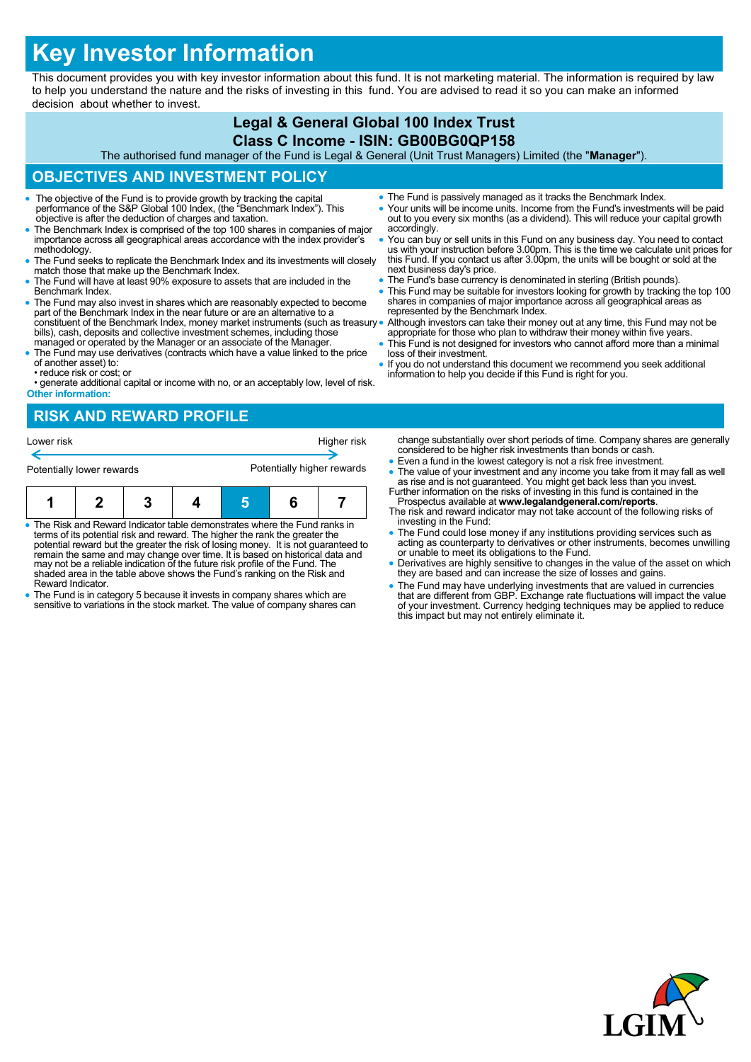# Key Investor Information

This document provides you with key investor information about this fund. It is not marketing material. The information is required by law to help you understand the nature and the risks of investing in this fund. You are advised to read it so you can make an informed decision about whether to invest.

## Legal & General Global 100 Index Trust
## Class C Income - ISIN: GB00BG0QP158

The authorised fund manager of the Fund is Legal & General (Unit Trust Managers) Limited (the "**Manager**").

## OBJECTIVES AND INVESTMENT POLICY

- The objective of the Fund is to provide growth by tracking the capital performance of the S&P Global 100 Index, (the "Benchmark Index"). This objective is after the deduction of charges and taxation.
- The Benchmark Index is comprised of the top 100 shares in companies of major importance across all geographical areas accordance with the index provider's methodology.
- The Fund seeks to replicate the Benchmark Index and its investments will closely match those that make up the Benchmark Index.
- The Fund will have at least 90% exposure to assets that are included in the Benchmark Index.
- The Fund may also invest in shares which are reasonably expected to become part of the Benchmark Index in the near future or are an alternative to a constituent of the Benchmark Index, money market instruments (such as treasury bills), cash, deposits and collective investment schemes, including those managed or operated by the Manager or an associate of the Manager.
- The Fund may use derivatives (contracts which have a value linked to the price of another asset) to:
  - reduce risk or cost; or
  - generate additional capital or income with no, or an acceptably low, level of risk.

**Other information:**

- The Fund is passively managed as it tracks the Benchmark Index.
- Your units will be income units. Income from the Fund's investments will be paid out to you every six months (as a dividend). This will reduce your capital growth accordingly.
- You can buy or sell units in this Fund on any business day. You need to contact us with your instruction before 3.00pm. This is the time we calculate unit prices for this Fund. If you contact us after 3.00pm, the units will be bought or sold at the next business day's price.
- The Fund's base currency is denominated in sterling (British pounds).
- This Fund may be suitable for investors looking for growth by tracking the top 100 shares in companies of major importance across all geographical areas as represented by the Benchmark Index.
- Although investors can take their money out at any time, this Fund may not be appropriate for those who plan to withdraw their money within five years.
- This Fund is not designed for investors who cannot afford more than a minimal loss of their investment.
- If you do not understand this document we recommend you seek additional information to help you decide if this Fund is right for you.

## RISK AND REWARD PROFILE

| Lower risk | | | | | | Higher risk |
|---|---|---|---|---|---|---|
| Potentially lower rewards | | | | | | Potentially higher rewards |
| 1 | 2 | 3 | 4 | **5** | 6 | 7 |

- The Risk and Reward Indicator table demonstrates where the Fund ranks in terms of its potential risk and reward. The higher the rank the greater the potential reward but the greater the risk of losing money. It is not guaranteed to remain the same and may change over time. It is based on historical data and may not be a reliable indication of the future risk profile of the Fund. The shaded area in the table above shows the Fund's ranking on the Risk and Reward Indicator.
- The Fund is in category 5 because it invests in company shares which are sensitive to variations in the stock market. The value of company shares can change substantially over short periods of time. Company shares are generally considered to be higher risk investments than bonds or cash.
- Even a fund in the lowest category is not a risk free investment.
- The value of your investment and any income you take from it may fall as well as rise and is not guaranteed. You might get back less than you invest.

Further information on the risks of investing in this fund is contained in the Prospectus available at **www.legalandgeneral.com/reports**.

The risk and reward indicator may not take account of the following risks of investing in the Fund:

- The Fund could lose money if any institutions providing services such as acting as counterparty to derivatives or other instruments, becomes unwilling or unable to meet its obligations to the Fund.
- Derivatives are highly sensitive to changes in the value of the asset on which they are based and can increase the size of losses and gains.
- The Fund may have underlying investments that are valued in currencies that are different from GBP. Exchange rate fluctuations will impact the value of your investment. Currency hedging techniques may be applied to reduce this impact but may not entirely eliminate it.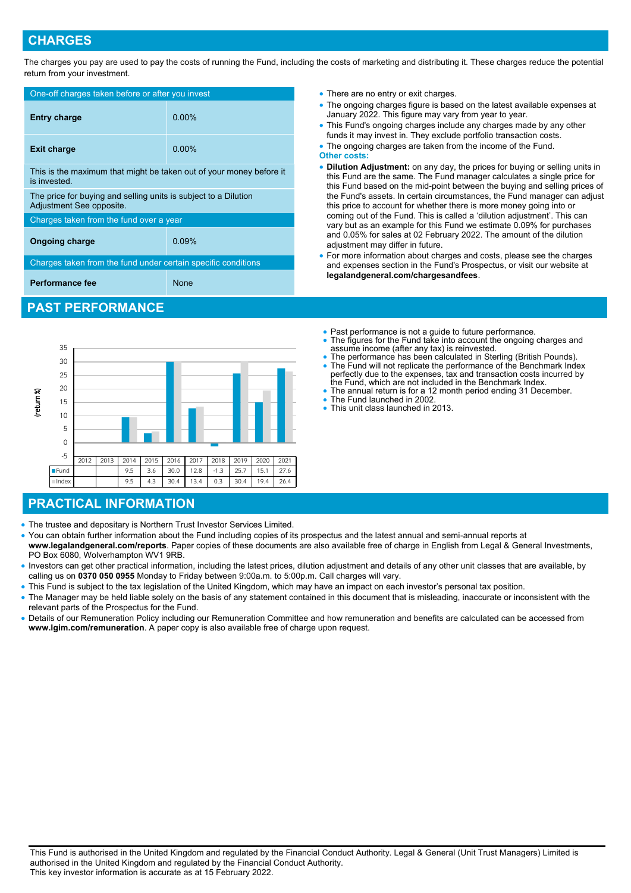## CHARGES

The charges you pay are used to pay the costs of running the Fund, including the costs of marketing and distributing it. These charges reduce the potential return from your investment.

| One-off charges taken before or after you invest | |
|---|---|
| **Entry charge** | 0.00% |
| **Exit charge** | 0.00% |
| This is the maximum that might be taken out of your money before it is invested. | |
| The price for buying and selling units is subject to a Dilution Adjustment See opposite. | |
| **Charges taken from the fund over a year** | |
| **Ongoing charge** | 0.09% |
| **Charges taken from the fund under certain specific conditions** | |
| **Performance fee** | None |

- There are no entry or exit charges.
- The ongoing charges figure is based on the latest available expenses at January 2022. This figure may vary from year to year.
- This Fund's ongoing charges include any charges made by any other funds it may invest in. They exclude portfolio transaction costs.
- The ongoing charges are taken from the income of the Fund.

**Other costs:**

- **Dilution Adjustment:** on any day, the prices for buying or selling units in this Fund are the same. The Fund manager calculates a single price for this Fund based on the mid-point between the buying and selling prices of the Fund's assets. In certain circumstances, the Fund manager can adjust this price to account for whether there is more money going into or coming out of the Fund. This is called a 'dilution adjustment'. This can vary but as an example for this Fund we estimate 0.09% for purchases and 0.05% for sales at 02 February 2022. The amount of the dilution adjustment may differ in future.
- For more information about charges and costs, please see the charges and expenses section in the Fund's Prospectus, or visit our website at **legalandgeneral.com/chargesandfees**.

## PAST PERFORMANCE

(return %)

35
30
25
20
15
10
5
0
-5

2012 2013 2014 2015 2016 2017 2018 2019 2020 2021

Fund: 9.5 3.6 30.0 12.8 -1.3 25.7 15.1 27.6

Index: 9.5 4.3 30.4 13.4 0.3 30.4 19.4 26.4

- Past performance is not a guide to future performance.
- The figures for the Fund take into account the ongoing charges and assume income (after any tax) is reinvested.
- The performance has been calculated in Sterling (British Pounds).
- The Fund will not replicate the performance of the Benchmark Index perfectly due to the expenses, tax and transaction costs incurred by the Fund, which are not included in the Benchmark Index.
- The annual return is for a 12 month period ending 31 December.
- The Fund launched in 2002.
- This unit class launched in 2013.

## PRACTICAL INFORMATION

- The trustee and depositary is Northern Trust Investor Services Limited.
- You can obtain further information about the Fund including copies of its prospectus and the latest annual and semi-annual reports at **www.legalandgeneral.com/reports**. Paper copies of these documents are also available free of charge in English from Legal & General Investments, PO Box 6080, Wolverhampton WV1 9RB.
- Investors can get other practical information, including the latest prices, dilution adjustment and details of any other unit classes that are available, by calling us on **0370 050 0955** Monday to Friday between 9:00a.m. to 5:00p.m. Call charges will vary.
- This Fund is subject to the tax legislation of the United Kingdom, which may have an impact on each investor's personal tax position.
- The Manager may be held liable solely on the basis of any statement contained in this document that is misleading, inaccurate or inconsistent with the relevant parts of the Prospectus for the Fund.
- Details of our Remuneration Policy including our Remuneration Committee and how remuneration and benefits are calculated can be accessed from **www.lgim.com/remuneration**. A paper copy is also available free of charge upon request.

This Fund is authorised in the United Kingdom and regulated by the Financial Conduct Authority. Legal & General (Unit Trust Managers) Limited is authorised in the United Kingdom and regulated by the Financial Conduct Authority.
This key investor information is accurate as at 15 February 2022.